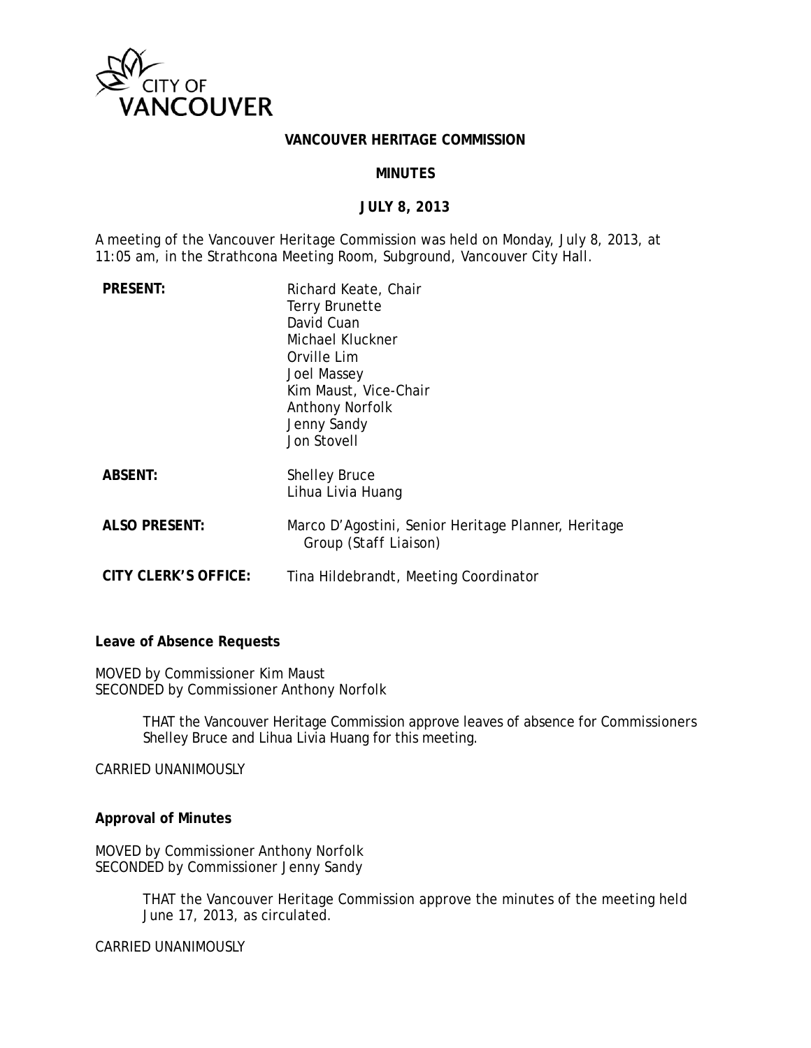CITY OF VANCOUVER

# VANCOUVER HERITAGE COMMISSION

## MINUTES

## JULY 8, 2013

A meeting of the Vancouver Heritage Commission was held on Monday, July 8, 2013, at 11:05 am, in the Strathcona Meeting Room, Subground, Vancouver City Hall.

| | |
|---|---|
| **PRESENT:** | Richard Keate, Chair<br>Terry Brunette<br>David Cuan<br>Michael Kluckner<br>Orville Lim<br>Joel Massey<br>Kim Maust, Vice-Chair<br>Anthony Norfolk<br>Jenny Sandy<br>Jon Stovell |
| **ABSENT:** | Shelley Bruce<br>Lihua Livia Huang |
| **ALSO PRESENT:** | Marco D'Agostini, Senior Heritage Planner, Heritage Group (Staff Liaison) |
| **CITY CLERK'S OFFICE:** | Tina Hildebrandt, Meeting Coordinator |

**Leave of Absence Requests**

MOVED by Commissioner Kim Maust
SECONDED by Commissioner Anthony Norfolk

> THAT the Vancouver Heritage Commission approve leaves of absence for Commissioners Shelley Bruce and Lihua Livia Huang for this meeting.

CARRIED UNANIMOUSLY

**Approval of Minutes**

MOVED by Commissioner Anthony Norfolk
SECONDED by Commissioner Jenny Sandy

> THAT the Vancouver Heritage Commission approve the minutes of the meeting held June 17, 2013, as circulated.

CARRIED UNANIMOUSLY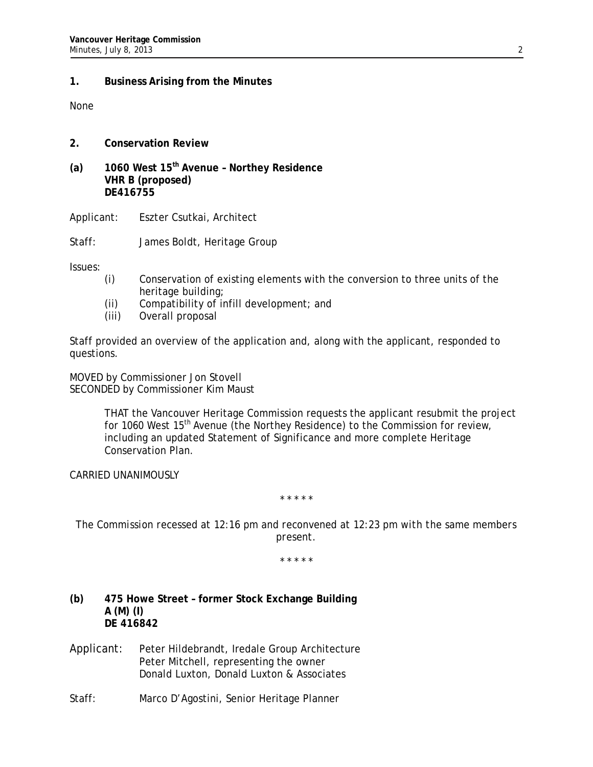## 1. Business Arising from the Minutes

None

## 2. Conservation Review

### (a) 1060 West 15th Avenue – Northey Residence
**VHR B (proposed)**
**DE416755**

Applicant: Eszter Csutkai, Architect

Staff: James Boldt, Heritage Group

Issues:

- (i) Conservation of existing elements with the conversion to three units of the heritage building;
- (ii) Compatibility of infill development; and
- (iii) Overall proposal

Staff provided an overview of the application and, along with the applicant, responded to questions.

MOVED by Commissioner Jon Stovell
SECONDED by Commissioner Kim Maust

> THAT the Vancouver Heritage Commission requests the applicant resubmit the project for 1060 West 15th Avenue (the Northey Residence) to the Commission for review, including an updated Statement of Significance and more complete Heritage Conservation Plan.

CARRIED UNANIMOUSLY

* * * * *

*The Commission recessed at 12:16 pm and reconvened at 12:23 pm with the same members present.*

* * * * *

### (b) 475 Howe Street – former Stock Exchange Building
**A (M) (I)**
**DE 416842**

Applicant: Peter Hildebrandt, Iredale Group Architecture
Peter Mitchell, representing the owner
Donald Luxton, Donald Luxton & Associates

Staff: Marco D'Agostini, Senior Heritage Planner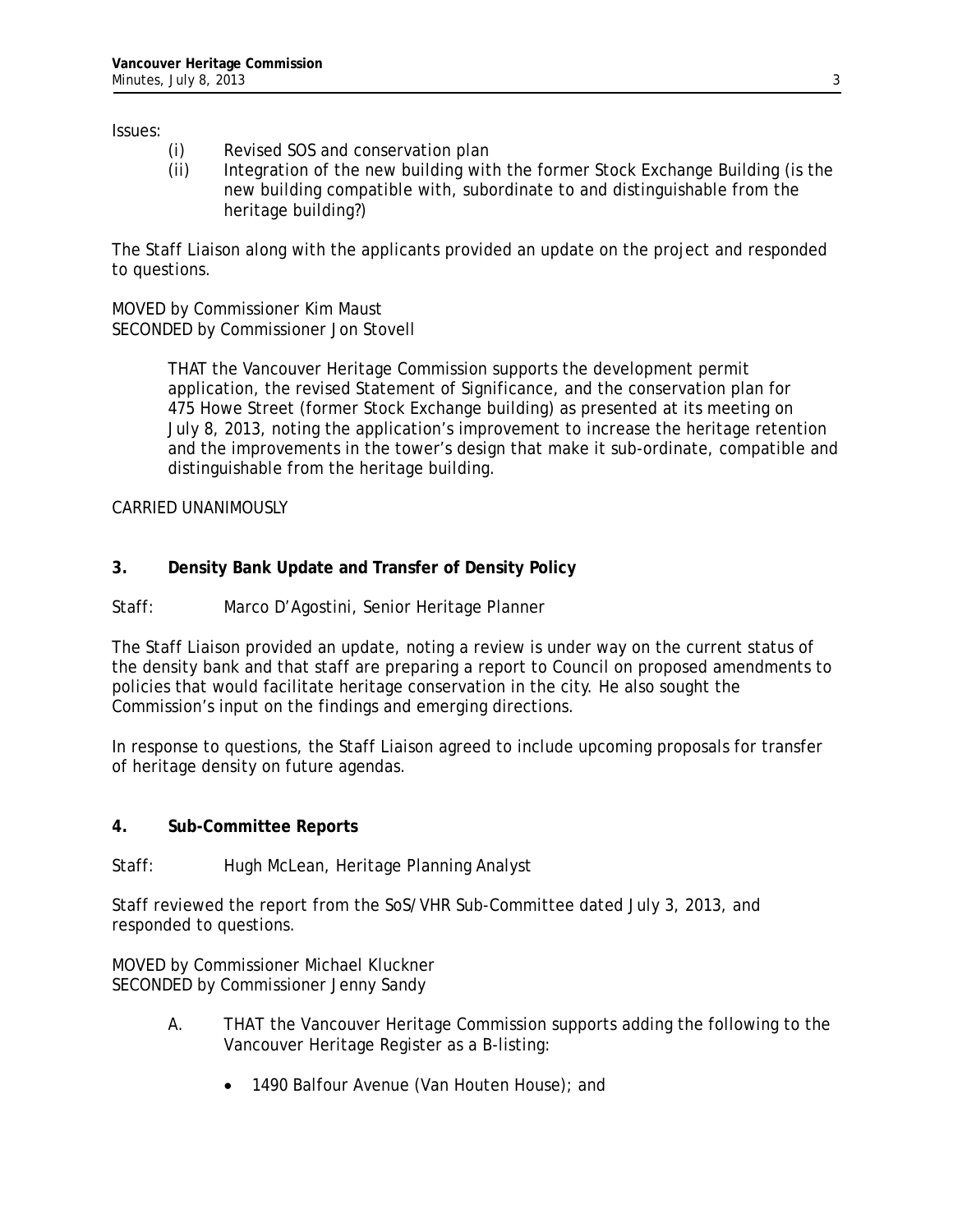Issues:

- (i) Revised SOS and conservation plan
- (ii) Integration of the new building with the former Stock Exchange Building (is the new building compatible with, subordinate to and distinguishable from the heritage building?)

The Staff Liaison along with the applicants provided an update on the project and responded to questions.

MOVED by Commissioner Kim Maust
SECONDED by Commissioner Jon Stovell

> THAT the Vancouver Heritage Commission supports the development permit application, the revised Statement of Significance, and the conservation plan for 475 Howe Street (former Stock Exchange building) as presented at its meeting on July 8, 2013, noting the application's improvement to increase the heritage retention and the improvements in the tower's design that make it sub-ordinate, compatible and distinguishable from the heritage building.

CARRIED UNANIMOUSLY

## 3. Density Bank Update and Transfer of Density Policy

Staff: Marco D'Agostini, Senior Heritage Planner

The Staff Liaison provided an update, noting a review is under way on the current status of the density bank and that staff are preparing a report to Council on proposed amendments to policies that would facilitate heritage conservation in the city. He also sought the Commission's input on the findings and emerging directions.

In response to questions, the Staff Liaison agreed to include upcoming proposals for transfer of heritage density on future agendas.

## 4. Sub-Committee Reports

Staff: Hugh McLean, Heritage Planning Analyst

Staff reviewed the report from the SoS/VHR Sub-Committee dated July 3, 2013, and responded to questions.

MOVED by Commissioner Michael Kluckner
SECONDED by Commissioner Jenny Sandy

A. THAT the Vancouver Heritage Commission supports adding the following to the Vancouver Heritage Register as a B-listing:

- 1490 Balfour Avenue (Van Houten House); and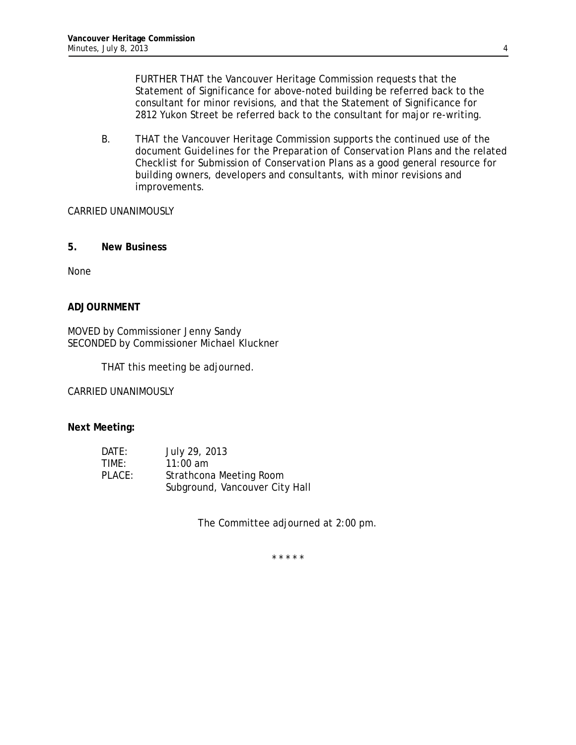FURTHER THAT the Vancouver Heritage Commission requests that the Statement of Significance for above-noted building be referred back to the consultant for minor revisions, and that the Statement of Significance for 2812 Yukon Street be referred back to the consultant for major re-writing.

B. THAT the Vancouver Heritage Commission supports the continued use of the document *Guidelines for the Preparation of Conservation Plans* and the related *Checklist for Submission of Conservation Plans* as a good general resource for building owners, developers and consultants, with minor revisions and improvements.

CARRIED UNANIMOUSLY

**5. New Business**

None

**ADJOURNMENT**

MOVED by Commissioner Jenny Sandy
SECONDED by Commissioner Michael Kluckner

THAT this meeting be adjourned.

CARRIED UNANIMOUSLY

**Next Meeting:**

| | |
|---|---|
| DATE: | July 29, 2013 |
| TIME: | 11:00 am |
| PLACE: | Strathcona Meeting Room<br>Subground, Vancouver City Hall |

The Committee adjourned at 2:00 pm.

\* \* \* \* \*